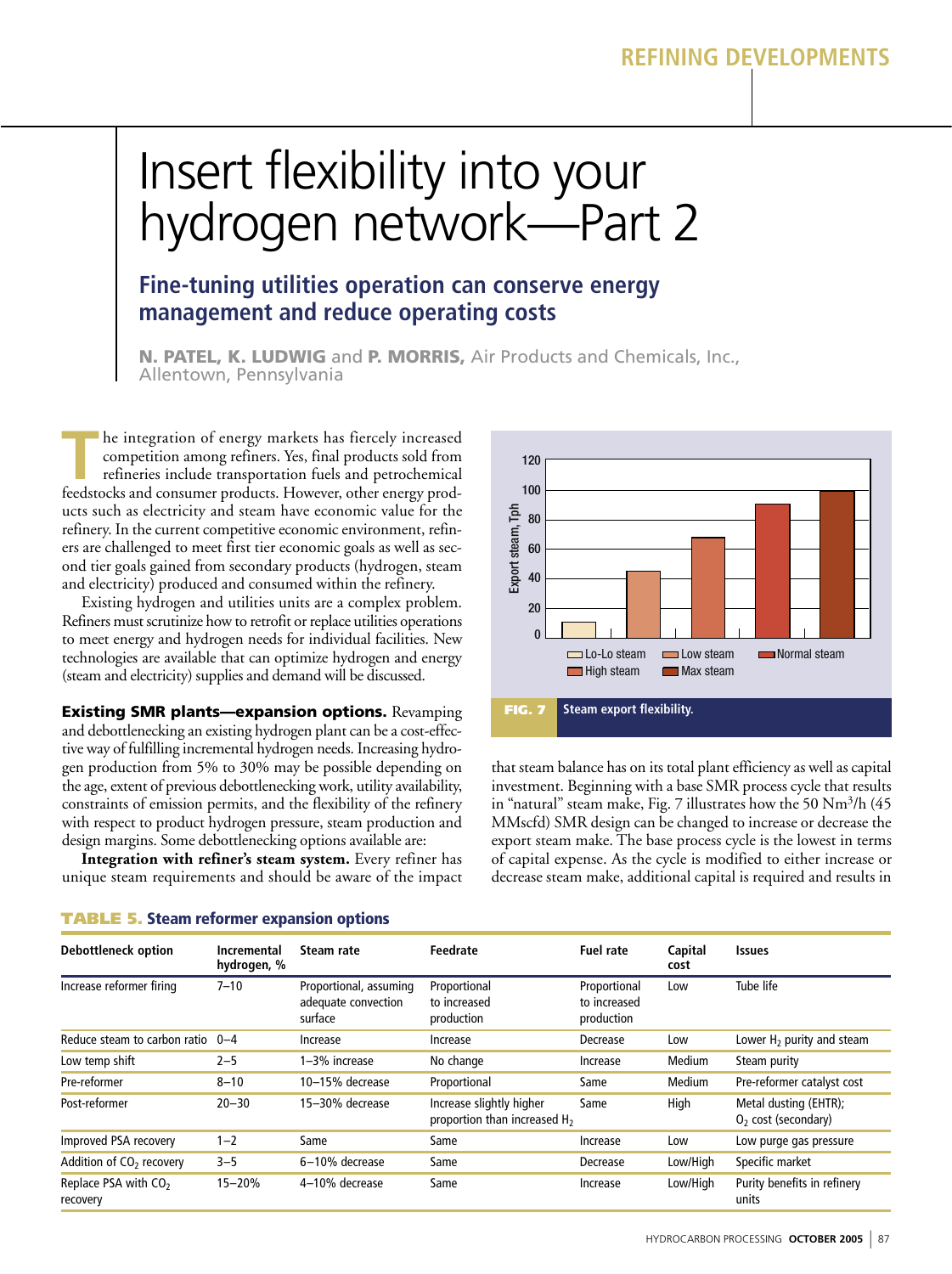# Insert flexibility into your hydrogen network—Part 2

## Fine-tuning utilities operation can conserve energy management and reduce operating costs

**N. PATEL, K. LUDWIG** and **P. MORRIS,** Air Products and Chemicals, Inc., Allentown, Pennsylvania

The integration of energy markets has fiercely increased competition among refiners. Yes, final products sold from refineries include transportation fuels and petrochemical feedstocks and consumer products. However, other energy products such as electricity and steam have economic value for the refinery. In the current competitive economic environment, refiners are challenged to meet first tier economic goals as well as second tier goals gained from secondary products (hydrogen, steam and electricity) produced and consumed within the refinery.

Existing hydrogen and utilities units are a complex problem. Refiners must scrutinize how to retrofit or replace utilities operations to meet energy and hydrogen needs for individual facilities. New technologies are available that can optimize hydrogen and energy (steam and electricity) supplies and demand will be discussed.

**Existing SMR plants—expansion options.** Revamping and debottlenecking an existing hydrogen plant can be a cost-effective way of fulfilling incremental hydrogen needs. Increasing hydrogen production from 5% to 30% may be possible depending on the age, extent of previous debottlenecking work, utility availability, constraints of emission permits, and the flexibility of the refinery with respect to product hydrogen pressure, steam production and design margins. Some debottlenecking options available are:

**Integration with refiner's steam system.** Every refiner has unique steam requirements and should be aware of the impact that steam balance has on its total plant efficiency as well as capital investment. Beginning with a base SMR process cycle that results in "natural" steam make, Fig. 7 illustrates how the 50 Nm$^3$/h (45 MMscfd) SMR design can be changed to increase or decrease the export steam make. The base process cycle is the lowest in terms of capital expense. As the cycle is modified to either increase or decrease steam make, additional capital is required and results in

| Steam option | Export steam, Tph |
|---|---|
| Lo-Lo steam | ~10 |
| Low steam | ~45 |
| Normal steam | ~68 |
| High steam | ~90 |
| Max steam | ~100 |

**FIG. 7** Steam export flexibility.

**TABLE 5. Steam reformer expansion options**

| Debottleneck option | Incremental hydrogen, % | Steam rate | Feedrate | Fuel rate | Capital cost | Issues |
|---|---|---|---|---|---|---|
| Increase reformer firing | 7–10 | Proportional, assuming adequate convection surface | Proportional to increased production | Proportional to increased production | Low | Tube life |
| Reduce steam to carbon ratio | 0–4 | Increase | Increase | Decrease | Low | Lower $H_2$ purity and steam |
| Low temp shift | 2–5 | 1–3% increase | No change | Increase | Medium | Steam purity |
| Pre-reformer | 8–10 | 10–15% decrease | Proportional | Same | Medium | Pre-reformer catalyst cost |
| Post-reformer | 20–30 | 15–30% decrease | Increase slightly higher proportion than increased $H_2$ | Same | High | Metal dusting (EHTR); $O_2$ cost (secondary) |
| Improved PSA recovery | 1–2 | Same | Same | Increase | Low | Low purge gas pressure |
| Addition of $CO_2$ recovery | 3–5 | 6–10% decrease | Same | Decrease | Low/High | Specific market |
| Replace PSA with $CO_2$ recovery | 15–20% | 4–10% decrease | Same | Increase | Low/High | Purity benefits in refinery units |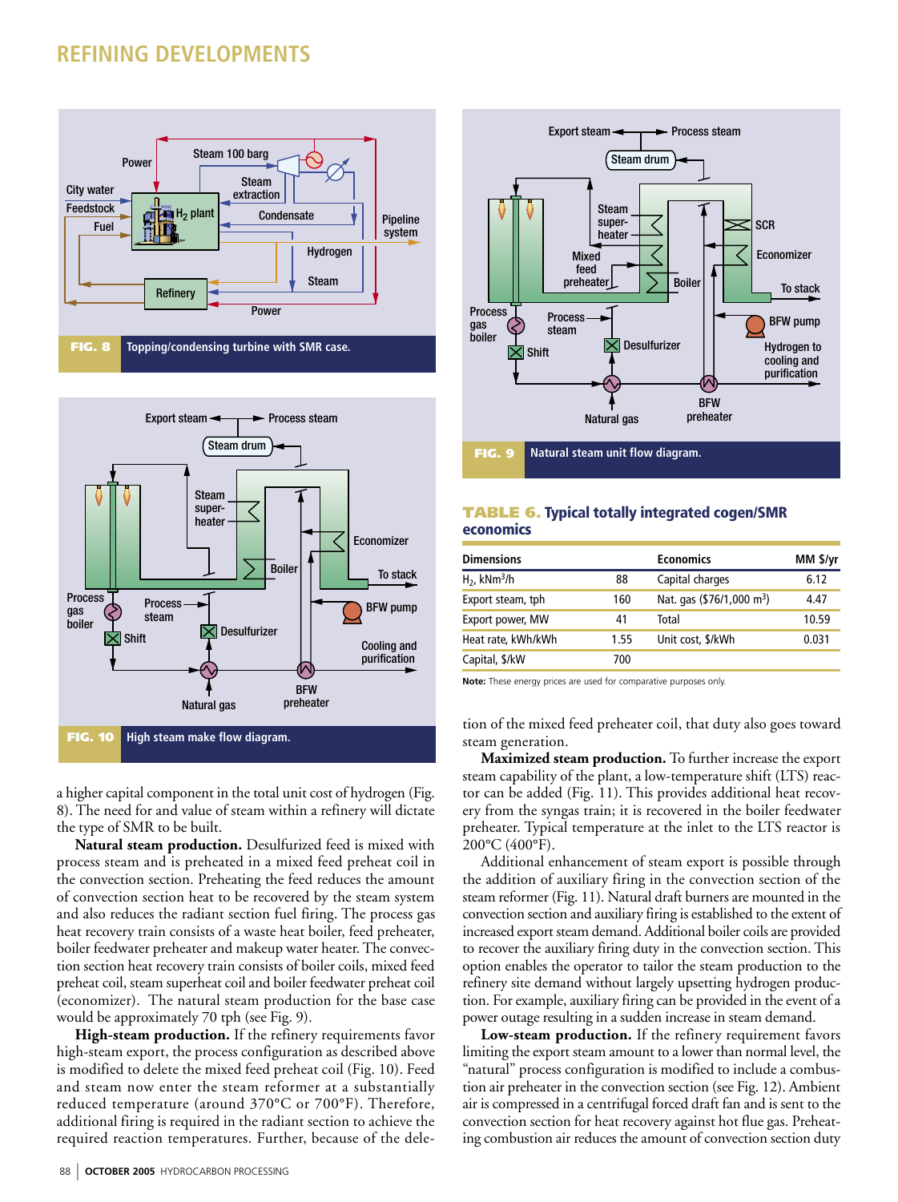**FIG. 8** Topping/condensing turbine with SMR case.

**FIG. 10** High steam make flow diagram.

**FIG. 9** Natural steam unit flow diagram.

a higher capital component in the total unit cost of hydrogen (Fig. 8). The need for and value of steam within a refinery will dictate the type of SMR to be built.

**Natural steam production.** Desulfurized feed is mixed with process steam and is preheated in a mixed feed preheat coil in the convection section. Preheating the feed reduces the amount of convection section heat to be recovered by the steam system and also reduces the radiant section fuel firing. The process gas heat recovery train consists of a waste heat boiler, feed preheater, boiler feedwater preheater and makeup water heater. The convection section heat recovery train consists of boiler coils, mixed feed preheat coil, steam superheat coil and boiler feedwater preheat coil (economizer). The natural steam production for the base case would be approximately 70 tph (see Fig. 9).

**High-steam production.** If the refinery requirements favor high-steam export, the process configuration as described above is modified to delete the mixed feed preheat coil (Fig. 10). Feed and steam now enter the steam reformer at a substantially reduced temperature (around 370°C or 700°F). Therefore, additional firing is required in the radiant section to achieve the required reaction temperatures. Further, because of the deletion of the mixed feed preheater coil, that duty also goes toward steam generation.

**TABLE 6. Typical totally integrated cogen/SMR economics**

| Dimensions | | Economics | MM $/yr |
|---|---|---|---|
| $H_2$, kNm$^3$/h | 88 | Capital charges | 6.12 |
| Export steam, tph | 160 | Nat. gas ($76/1,000 m$^3$) | 4.47 |
| Export power, MW | 41 | Total | 10.59 |
| Heat rate, kWh/kWh | 1.55 | Unit cost, $/kWh | 0.031 |
| Capital, $/kW | 700 | | |

**Note:** These energy prices are used for comparative purposes only.

**Maximized steam production.** To further increase the export steam capability of the plant, a low-temperature shift (LTS) reactor can be added (Fig. 11). This provides additional heat recovery from the syngas train; it is recovered in the boiler feedwater preheater. Typical temperature at the inlet to the LTS reactor is 200°C (400°F).

Additional enhancement of steam export is possible through the addition of auxiliary firing in the convection section of the steam reformer (Fig. 11). Natural draft burners are mounted in the convection section and auxiliary firing is established to the extent of increased export steam demand. Additional boiler coils are provided to recover the auxiliary firing duty in the convection section. This option enables the operator to tailor the steam production to the refinery site demand without largely upsetting hydrogen production. For example, auxiliary firing can be provided in the event of a power outage resulting in a sudden increase in steam demand.

**Low-steam production.** If the refinery requirement favors limiting the export steam amount to a lower than normal level, the "natural" process configuration is modified to include a combustion air preheater in the convection section (see Fig. 12). Ambient air is compressed in a centrifugal forced draft fan and is sent to the convection section for heat recovery against hot flue gas. Preheating combustion air reduces the amount of convection section duty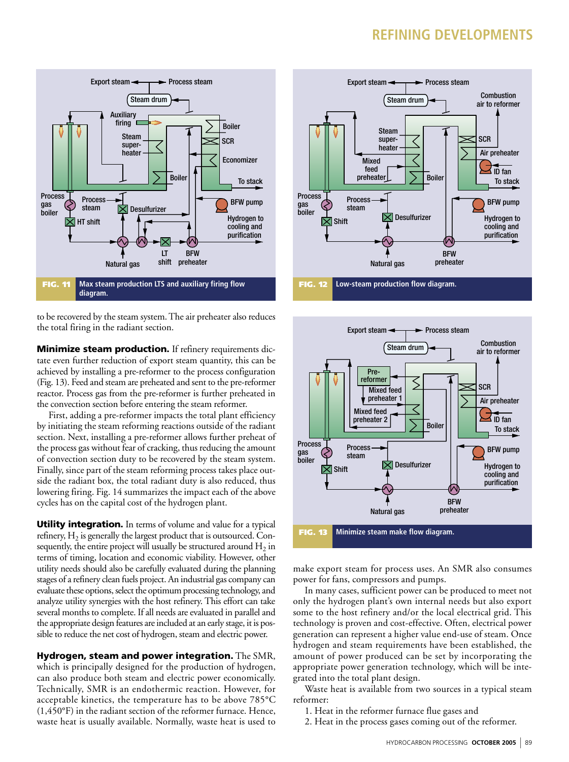FIG. 11 Max steam production LTS and auxiliary firing flow diagram.

FIG. 12 Low-steam production flow diagram.

to be recovered by the steam system. The air preheater also reduces the total firing in the radiant section.

**Minimize steam production.** If refinery requirements dictate even further reduction of export steam quantity, this can be achieved by installing a pre-reformer to the process configuration (Fig. 13). Feed and steam are preheated and sent to the pre-reformer reactor. Process gas from the pre-reformer is further preheated in the convection section before entering the steam reformer.

First, adding a pre-reformer impacts the total plant efficiency by initiating the steam reforming reactions outside of the radiant section. Next, installing a pre-reformer allows further preheat of the process gas without fear of cracking, thus reducing the amount of convection section duty to be recovered by the steam system. Finally, since part of the steam reforming process takes place outside the radiant box, the total radiant duty is also reduced, thus lowering firing. Fig. 14 summarizes the impact each of the above cycles has on the capital cost of the hydrogen plant.

**Utility integration.** In terms of volume and value for a typical refinery, $H_2$ is generally the largest product that is outsourced. Consequently, the entire project will usually be structured around $H_2$ in terms of timing, location and economic viability. However, other utility needs should also be carefully evaluated during the planning stages of a refinery clean fuels project. An industrial gas company can evaluate these options, select the optimum processing technology, and analyze utility synergies with the host refinery. This effort can take several months to complete. If all needs are evaluated in parallel and the appropriate design features are included at an early stage, it is possible to reduce the net cost of hydrogen, steam and electric power.

**Hydrogen, steam and power integration.** The SMR, which is principally designed for the production of hydrogen, can also produce both steam and electric power economically. Technically, SMR is an endothermic reaction. However, for acceptable kinetics, the temperature has to be above 785°C (1,450°F) in the radiant section of the reformer furnace. Hence, waste heat is usually available. Normally, waste heat is used to make export steam for process uses. An SMR also consumes power for fans, compressors and pumps.

FIG. 13 Minimize steam make flow diagram.

In many cases, sufficient power can be produced to meet not only the hydrogen plant's own internal needs but also export some to the host refinery and/or the local electrical grid. This technology is proven and cost-effective. Often, electrical power generation can represent a higher value end-use of steam. Once hydrogen and steam requirements have been established, the amount of power produced can be set by incorporating the appropriate power generation technology, which will be integrated into the total plant design.

Waste heat is available from two sources in a typical steam reformer:

1. Heat in the reformer furnace flue gases and
2. Heat in the process gases coming out of the reformer.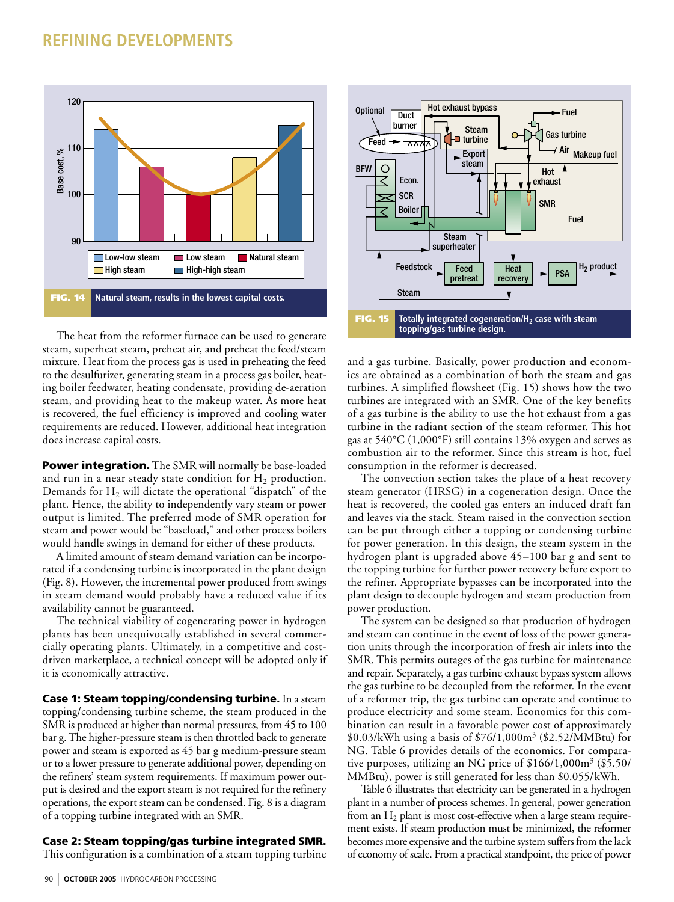FIG. 14 Natural steam, results in the lowest capital costs.

FIG. 15 Totally integrated cogeneration/$H_2$ case with steam topping/gas turbine design.

The heat from the reformer furnace can be used to generate steam, superheat steam, preheat air, and preheat the feed/steam mixture. Heat from the process gas is used in preheating the feed to the desulfurizer, generating steam in a process gas boiler, heating boiler feedwater, heating condensate, providing de-aeration steam, and providing heat to the makeup water. As more heat is recovered, the fuel efficiency is improved and cooling water requirements are reduced. However, additional heat integration does increase capital costs.

**Power integration.** The SMR will normally be base-loaded and run in a near steady state condition for $H_2$ production. Demands for $H_2$ will dictate the operational "dispatch" of the plant. Hence, the ability to independently vary steam or power output is limited. The preferred mode of SMR operation for steam and power would be "baseload," and other process boilers would handle swings in demand for either of these products.

A limited amount of steam demand variation can be incorporated if a condensing turbine is incorporated in the plant design (Fig. 8). However, the incremental power produced from swings in steam demand would probably have a reduced value if its availability cannot be guaranteed.

The technical viability of cogenerating power in hydrogen plants has been unequivocally established in several commercially operating plants. Ultimately, in a competitive and cost-driven marketplace, a technical concept will be adopted only if it is economically attractive.

**Case 1: Steam topping/condensing turbine.** In a steam topping/condensing turbine scheme, the steam produced in the SMR is produced at higher than normal pressures, from 45 to 100 bar g. The higher-pressure steam is then throttled back to generate power and steam is exported as 45 bar g medium-pressure steam or to a lower pressure to generate additional power, depending on the refiners' steam system requirements. If maximum power output is desired and the export steam is not required for the refinery operations, the export steam can be condensed. Fig. 8 is a diagram of a topping turbine integrated with an SMR.

**Case 2: Steam topping/gas turbine integrated SMR.** This configuration is a combination of a steam topping turbine and a gas turbine. Basically, power production and economics are obtained as a combination of both the steam and gas turbines. A simplified flowsheet (Fig. 15) shows how the two turbines are integrated with an SMR. One of the key benefits of a gas turbine is the ability to use the hot exhaust from a gas turbine in the radiant section of the steam reformer. This hot gas at 540°C (1,000°F) still contains 13% oxygen and serves as combustion air to the reformer. Since this stream is hot, fuel consumption in the reformer is decreased.

The convection section takes the place of a heat recovery steam generator (HRSG) in a cogeneration design. Once the heat is recovered, the cooled gas enters an induced draft fan and leaves via the stack. Steam raised in the convection section can be put through either a topping or condensing turbine for power generation. In this design, the steam system in the hydrogen plant is upgraded above 45–100 bar g and sent to the topping turbine for further power recovery before export to the refiner. Appropriate bypasses can be incorporated into the plant design to decouple hydrogen and steam production from power production.

The system can be designed so that production of hydrogen and steam can continue in the event of loss of the power generation units through the incorporation of fresh air inlets into the SMR. This permits outages of the gas turbine for maintenance and repair. Separately, a gas turbine exhaust bypass system allows the gas turbine to be decoupled from the reformer. In the event of a reformer trip, the gas turbine can operate and continue to produce electricity and some steam. Economics for this combination can result in a favorable power cost of approximately \$0.03/kWh using a basis of \$76/1,000m$^3$ (\$2.52/MMBtu) for NG. Table 6 provides details of the economics. For comparative purposes, utilizing an NG price of \$166/1,000m$^3$ (\$5.50/MMBtu), power is still generated for less than \$0.055/kWh.

Table 6 illustrates that electricity can be generated in a hydrogen plant in a number of process schemes. In general, power generation from an $H_2$ plant is most cost-effective when a large steam requirement exists. If steam production must be minimized, the reformer becomes more expensive and the turbine system suffers from the lack of economy of scale. From a practical standpoint, the price of power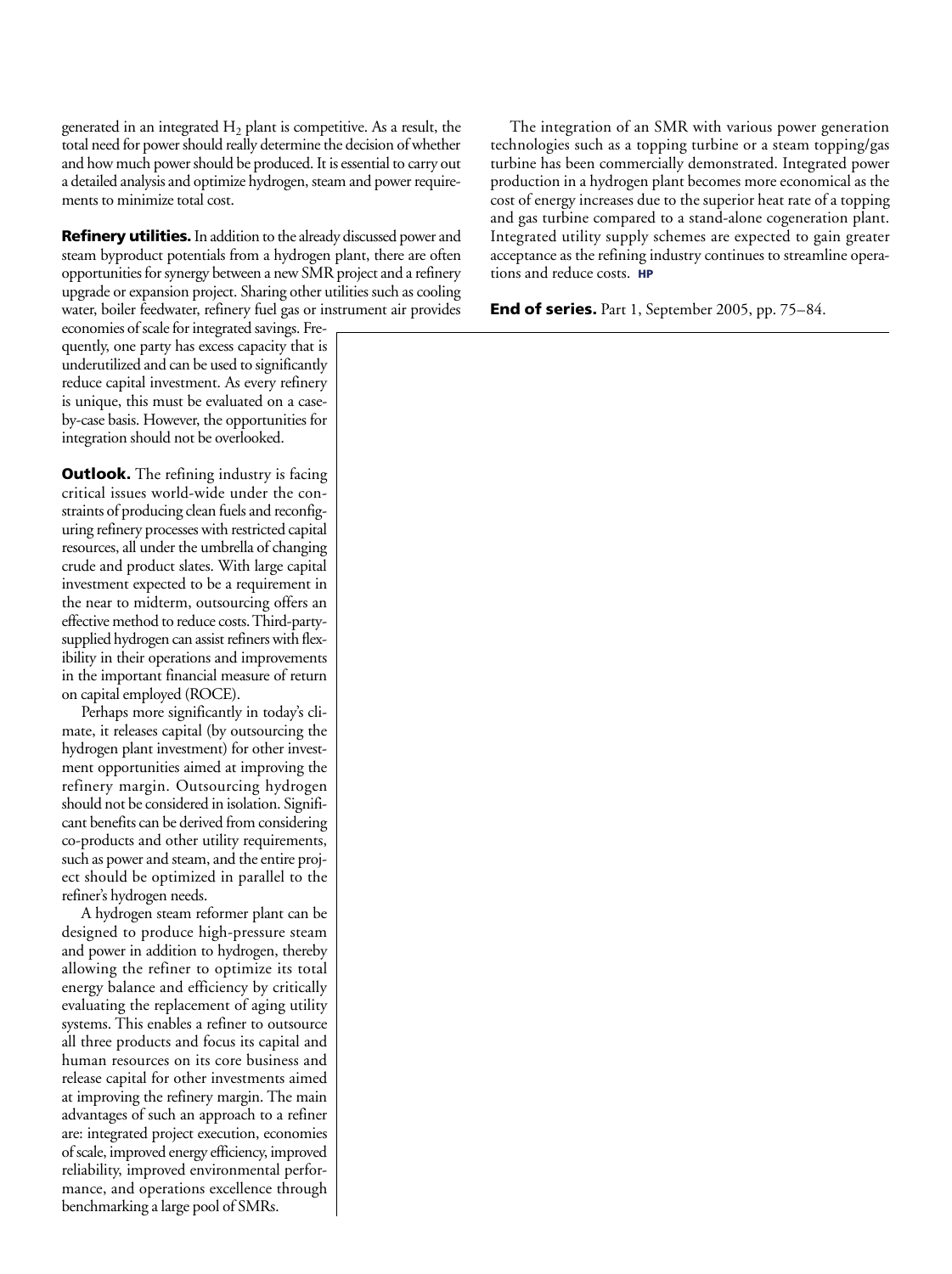generated in an integrated $H_2$ plant is competitive. As a result, the total need for power should really determine the decision of whether and how much power should be produced. It is essential to carry out a detailed analysis and optimize hydrogen, steam and power requirements to minimize total cost.

**Refinery utilities.** In addition to the already discussed power and steam byproduct potentials from a hydrogen plant, there are often opportunities for synergy between a new SMR project and a refinery upgrade or expansion project. Sharing other utilities such as cooling water, boiler feedwater, refinery fuel gas or instrument air provides economies of scale for integrated savings. Frequently, one party has excess capacity that is underutilized and can be used to significantly reduce capital investment. As every refinery is unique, this must be evaluated on a case-by-case basis. However, the opportunities for integration should not be overlooked.

**Outlook.** The refining industry is facing critical issues world-wide under the constraints of producing clean fuels and reconfiguring refinery processes with restricted capital resources, all under the umbrella of changing crude and product slates. With large capital investment expected to be a requirement in the near to midterm, outsourcing offers an effective method to reduce costs. Third-party-supplied hydrogen can assist refiners with flexibility in their operations and improvements in the important financial measure of return on capital employed (ROCE).

Perhaps more significantly in today's climate, it releases capital (by outsourcing the hydrogen plant investment) for other investment opportunities aimed at improving the refinery margin. Outsourcing hydrogen should not be considered in isolation. Significant benefits can be derived from considering co-products and other utility requirements, such as power and steam, and the entire project should be optimized in parallel to the refiner's hydrogen needs.

A hydrogen steam reformer plant can be designed to produce high-pressure steam and power in addition to hydrogen, thereby allowing the refiner to optimize its total energy balance and efficiency by critically evaluating the replacement of aging utility systems. This enables a refiner to outsource all three products and focus its capital and human resources on its core business and release capital for other investments aimed at improving the refinery margin. The main advantages of such an approach to a refiner are: integrated project execution, economies of scale, improved energy efficiency, improved reliability, improved environmental performance, and operations excellence through benchmarking a large pool of SMRs.

The integration of an SMR with various power generation technologies such as a topping turbine or a steam topping/gas turbine has been commercially demonstrated. Integrated power production in a hydrogen plant becomes more economical as the cost of energy increases due to the superior heat rate of a topping and gas turbine compared to a stand-alone cogeneration plant. Integrated utility supply schemes are expected to gain greater acceptance as the refining industry continues to streamline operations and reduce costs. **HP**

**End of series.** Part 1, September 2005, pp. 75–84.